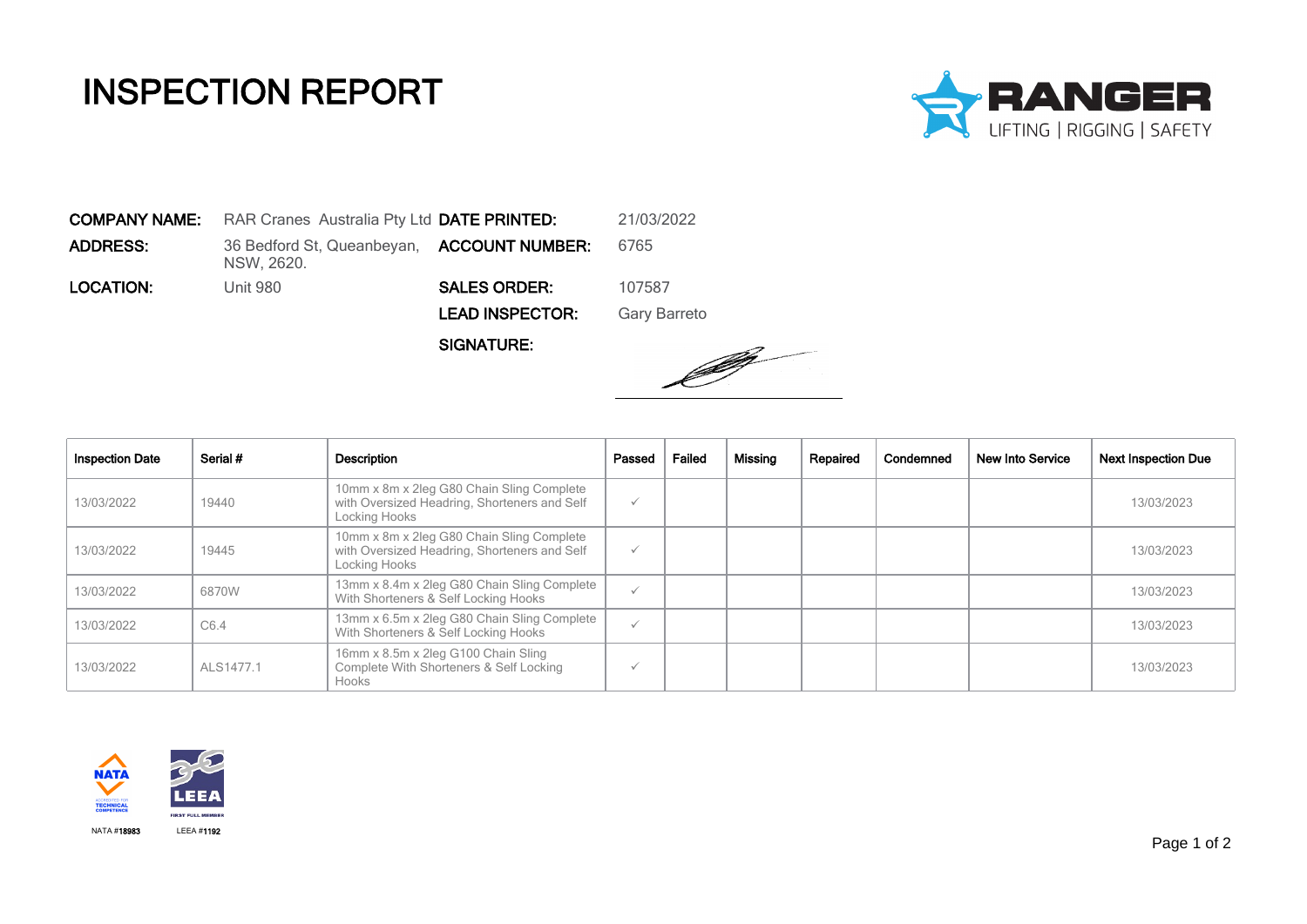# INSPECTION REPORT

RANGER
LIFTING | RIGGING | SAFETY

**COMPANY NAME:** RAR Cranes Australia Pty Ltd

**ADDRESS:** 36 Bedford St, Queanbeyan, NSW, 2620.

**LOCATION:** Unit 980

**DATE PRINTED:** 21/03/2022

**ACCOUNT NUMBER:** 6765

**SALES ORDER:** 107587

**LEAD INSPECTOR:** Gary Barreto

**SIGNATURE:**

| Inspection Date | Serial # | Description | Passed | Failed | Missing | Repaired | Condemned | New Into Service | Next Inspection Due |
|---|---|---|---|---|---|---|---|---|---|
| 13/03/2022 | 19440 | 10mm x 8m x 2leg G80 Chain Sling Complete with Oversized Headring, Shorteners and Self Locking Hooks | ✓ | | | | | | 13/03/2023 |
| 13/03/2022 | 19445 | 10mm x 8m x 2leg G80 Chain Sling Complete with Oversized Headring, Shorteners and Self Locking Hooks | ✓ | | | | | | 13/03/2023 |
| 13/03/2022 | 6870W | 13mm x 8.4m x 2leg G80 Chain Sling Complete With Shorteners & Self Locking Hooks | ✓ | | | | | | 13/03/2023 |
| 13/03/2022 | C6.4 | 13mm x 6.5m x 2leg G80 Chain Sling Complete With Shorteners & Self Locking Hooks | ✓ | | | | | | 13/03/2023 |
| 13/03/2022 | ALS1477.1 | 16mm x 8.5m x 2leg G100 Chain Sling Complete With Shorteners & Self Locking Hooks | ✓ | | | | | | 13/03/2023 |

NATA ACCREDITED FOR TECHNICAL COMPETENCE

LEEA FIRST FULL MEMBER

NATA #18983 LEEA #1192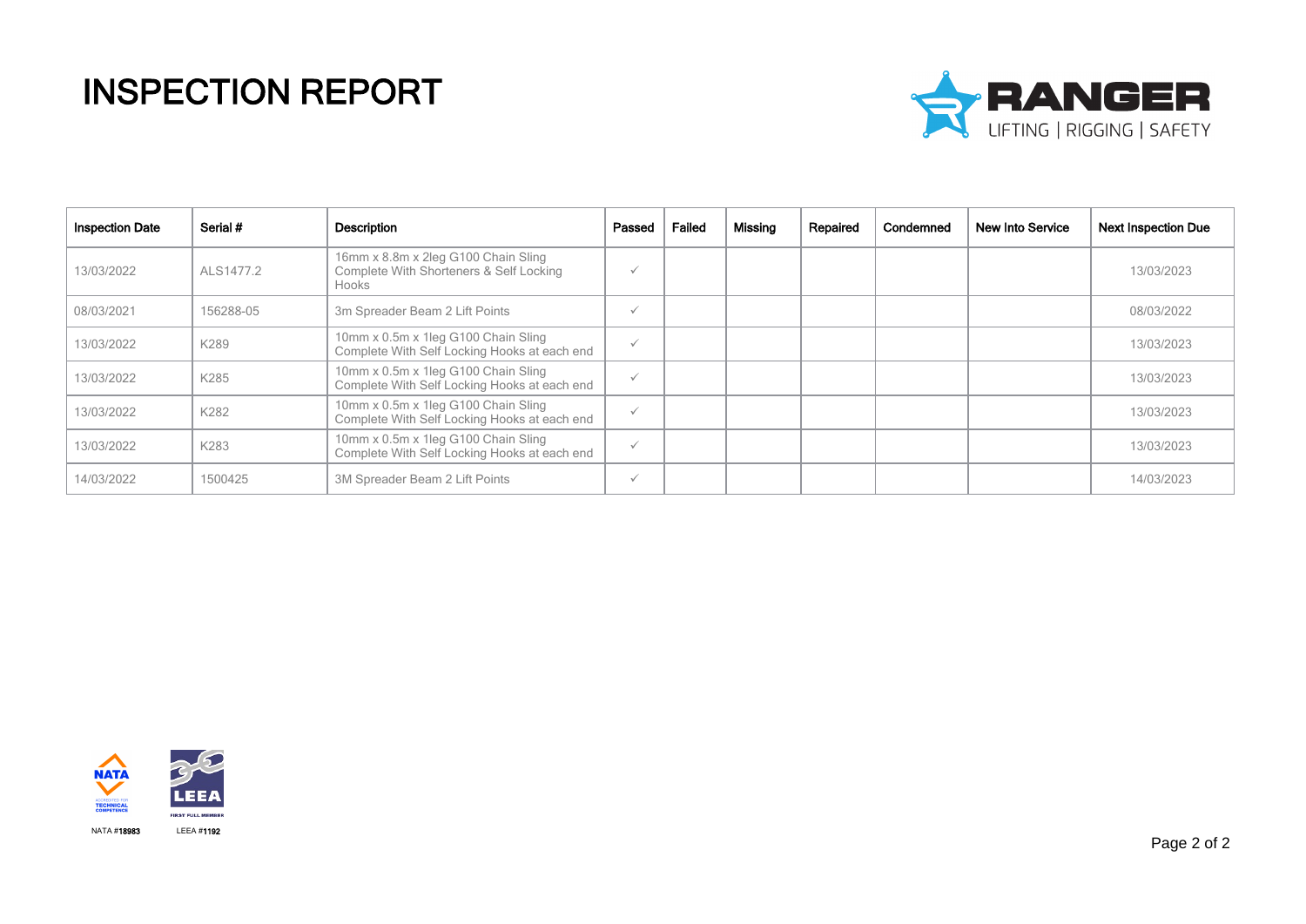# INSPECTION REPORT

RANGER
LIFTING | RIGGING | SAFETY

| Inspection Date | Serial # | Description | Passed | Failed | Missing | Repaired | Condemned | New Into Service | Next Inspection Due |
|---|---|---|---|---|---|---|---|---|---|
| 13/03/2022 | ALS1477.2 | 16mm x 8.8m x 2leg G100 Chain Sling Complete With Shorteners & Self Locking Hooks | ✓ | | | | | | 13/03/2023 |
| 08/03/2021 | 156288-05 | 3m Spreader Beam 2 Lift Points | ✓ | | | | | | 08/03/2022 |
| 13/03/2022 | K289 | 10mm x 0.5m x 1leg G100 Chain Sling Complete With Self Locking Hooks at each end | ✓ | | | | | | 13/03/2023 |
| 13/03/2022 | K285 | 10mm x 0.5m x 1leg G100 Chain Sling Complete With Self Locking Hooks at each end | ✓ | | | | | | 13/03/2023 |
| 13/03/2022 | K282 | 10mm x 0.5m x 1leg G100 Chain Sling Complete With Self Locking Hooks at each end | ✓ | | | | | | 13/03/2023 |
| 13/03/2022 | K283 | 10mm x 0.5m x 1leg G100 Chain Sling Complete With Self Locking Hooks at each end | ✓ | | | | | | 13/03/2023 |
| 14/03/2022 | 1500425 | 3M Spreader Beam 2 Lift Points | ✓ | | | | | | 14/03/2023 |

NATA
ACCREDITED FOR TECHNICAL COMPETENCE

LEEA
FIRST FULL MEMBER

NATA #**18983**

LEEA #**1192**